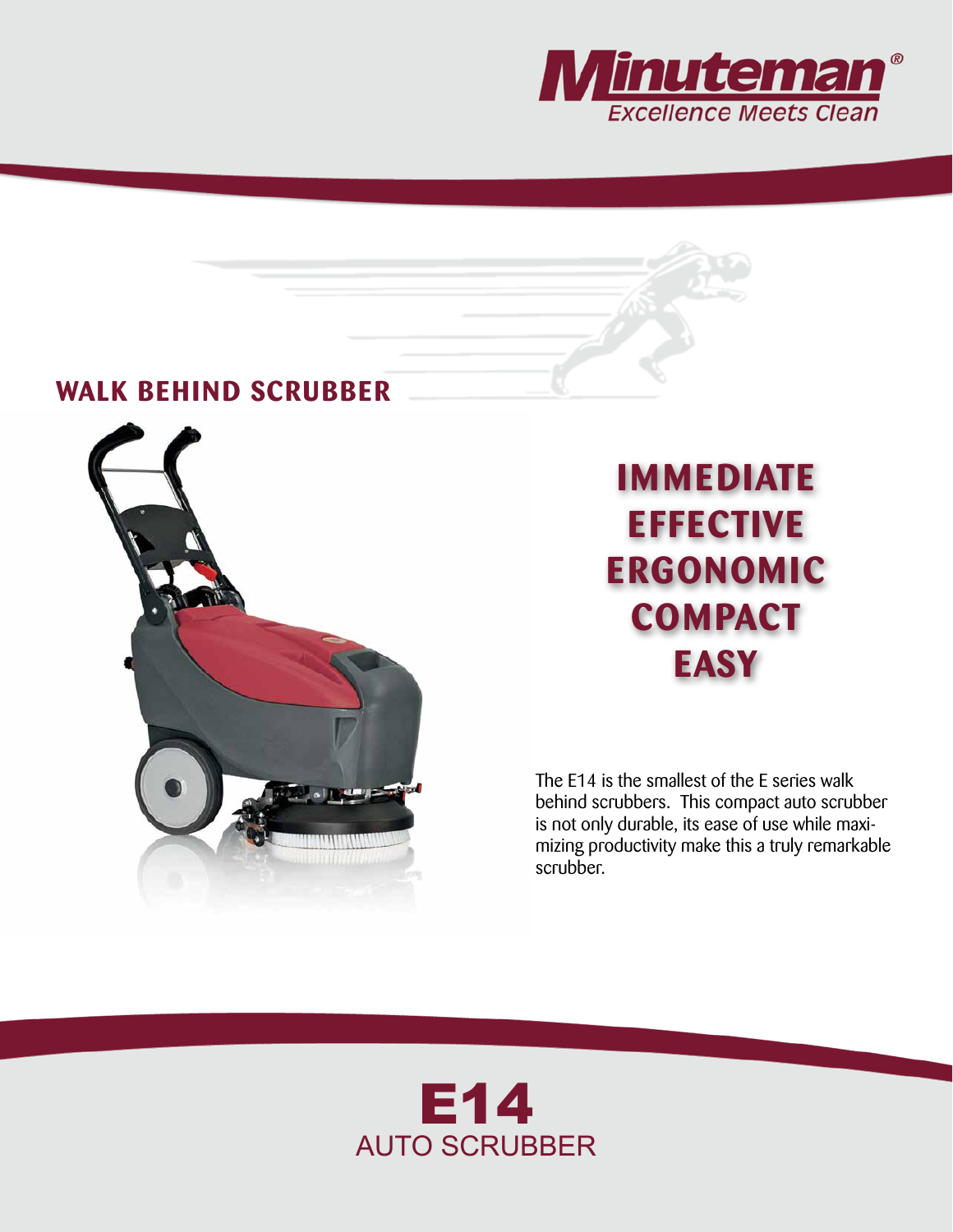Minuteman®

*Excellence Meets Clean*

## WALK BEHIND SCRUBBER

**IMMEDIATE**
**EFFECTIVE**
**ERGONOMIC**
**COMPACT**
**EASY**

The E14 is the smallest of the E series walk behind scrubbers. This compact auto scrubber is not only durable, its ease of use while maximizing productivity make this a truly remarkable scrubber.

# E14
AUTO SCRUBBER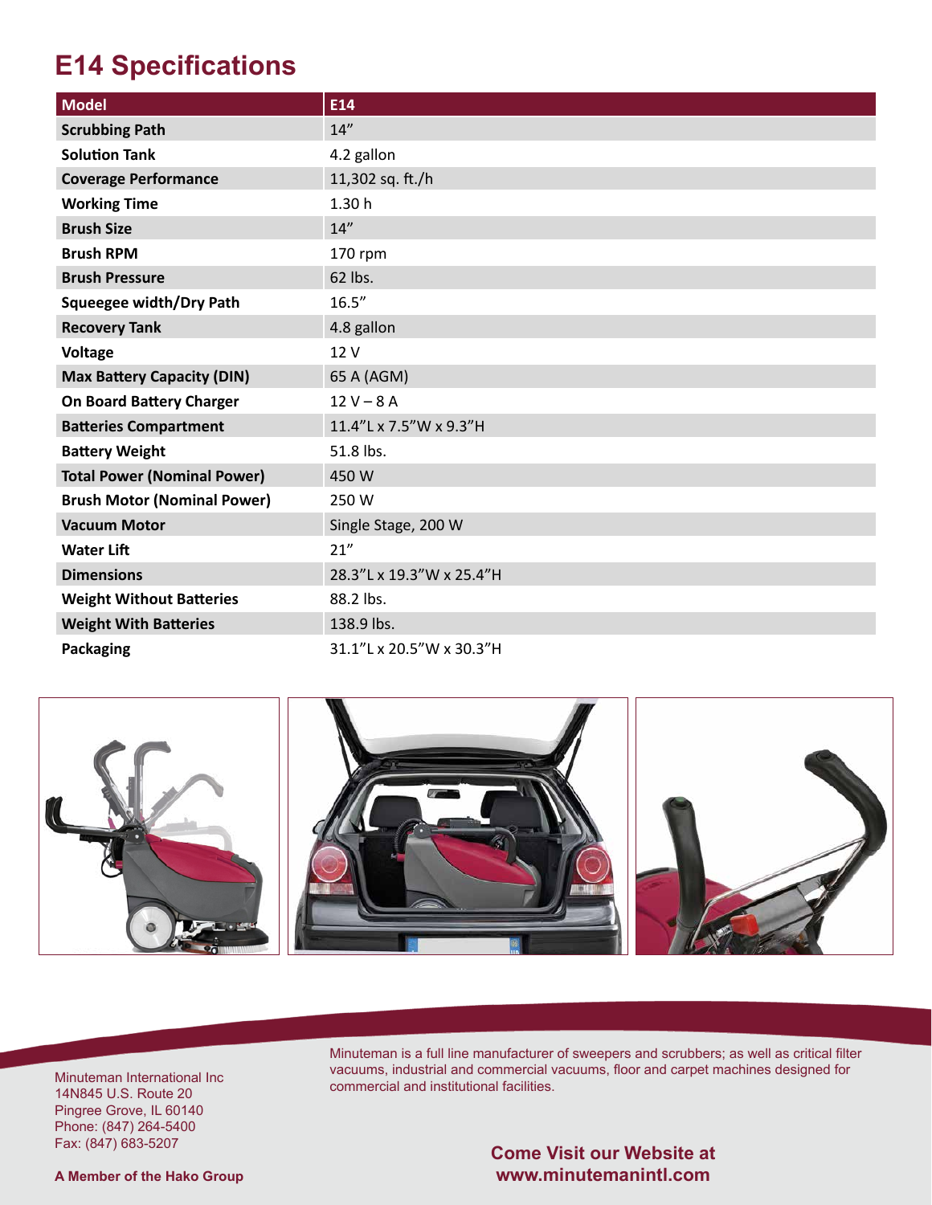# E14 Specifications

| Model | E14 |
|---|---|
| **Scrubbing Path** | 14" |
| **Solution Tank** | 4.2 gallon |
| **Coverage Performance** | 11,302 sq. ft./h |
| **Working Time** | 1.30 h |
| **Brush Size** | 14" |
| **Brush RPM** | 170 rpm |
| **Brush Pressure** | 62 lbs. |
| **Squeegee width/Dry Path** | 16.5" |
| **Recovery Tank** | 4.8 gallon |
| **Voltage** | 12 V |
| **Max Battery Capacity (DIN)** | 65 A (AGM) |
| **On Board Battery Charger** | 12 V – 8 A |
| **Batteries Compartment** | 11.4"L x 7.5"W x 9.3"H |
| **Battery Weight** | 51.8 lbs. |
| **Total Power (Nominal Power)** | 450 W |
| **Brush Motor (Nominal Power)** | 250 W |
| **Vacuum Motor** | Single Stage, 200 W |
| **Water Lift** | 21" |
| **Dimensions** | 28.3"L x 19.3"W x 25.4"H |
| **Weight Without Batteries** | 88.2 lbs. |
| **Weight With Batteries** | 138.9 lbs. |
| **Packaging** | 31.1"L x 20.5"W x 30.3"H |

Minuteman is a full line manufacturer of sweepers and scrubbers; as well as critical filter vacuums, industrial and commercial vacuums, floor and carpet machines designed for commercial and institutional facilities.

Minuteman International Inc
14N845 U.S. Route 20
Pingree Grove, IL 60140
Phone: (847) 264-5400
Fax: (847) 683-5207

**A Member of the Hako Group**

**Come Visit our Website at**
**www.minutemanintl.com**